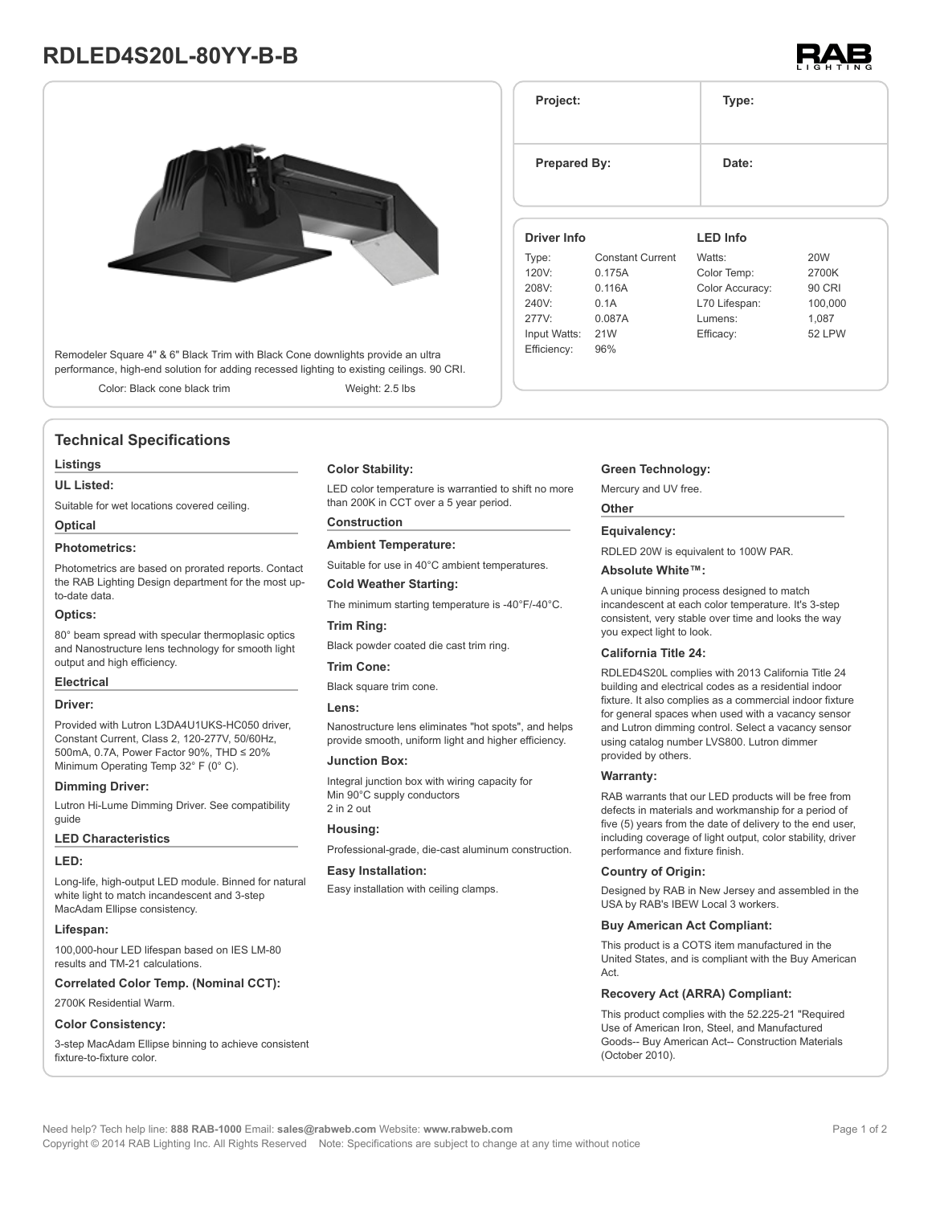# RDLED4S20L-80YY-B-B

Remodeler Square 4" & 6" Black Trim with Black Cone downlights provide an ultra performance, high-end solution for adding recessed lighting to existing ceilings. 90 CRI.

Color: Black cone black trim

Weight: 2.5 lbs

| Project: | Type: |
| --- | --- |
| Prepared By: | Date: |

| Driver Info | | LED Info | |
| --- | --- | --- | --- |
| Type: | Constant Current | Watts: | 20W |
| 120V: | 0.175A | Color Temp: | 2700K |
| 208V: | 0.116A | Color Accuracy: | 90 CRI |
| 240V: | 0.1A | L70 Lifespan: | 100,000 |
| 277V: | 0.087A | Lumens: | 1,087 |
| Input Watts: | 21W | Efficacy: | 52 LPW |
| Efficiency: | 96% | | |

## Technical Specifications

### Listings

**UL Listed:**

Suitable for wet locations covered ceiling.

### Optical

**Photometrics:**

Photometrics are based on prorated reports. Contact the RAB Lighting Design department for the most up-to-date data.

**Optics:**

80° beam spread with specular thermoplasic optics and Nanostructure lens technology for smooth light output and high efficiency.

### Electrical

**Driver:**

Provided with Lutron L3DA4U1UKS-HC050 driver, Constant Current, Class 2, 120-277V, 50/60Hz, 500mA, 0.7A, Power Factor 90%, THD ≤ 20% Minimum Operating Temp 32° F (0° C).

**Dimming Driver:**

Lutron Hi-Lume Dimming Driver. See compatibility guide

### LED Characteristics

**LED:**

Long-life, high-output LED module. Binned for natural white light to match incandescent and 3-step MacAdam Ellipse consistency.

**Lifespan:**

100,000-hour LED lifespan based on IES LM-80 results and TM-21 calculations.

**Correlated Color Temp. (Nominal CCT):**

2700K Residential Warm.

**Color Consistency:**

3-step MacAdam Ellipse binning to achieve consistent fixture-to-fixture color.

**Color Stability:**

LED color temperature is warrantied to shift no more than 200K in CCT over a 5 year period.

### Construction

**Ambient Temperature:**

Suitable for use in 40°C ambient temperatures.

**Cold Weather Starting:**

The minimum starting temperature is -40°F/-40°C.

**Trim Ring:**

Black powder coated die cast trim ring.

**Trim Cone:**

Black square trim cone.

**Lens:**

Nanostructure lens eliminates "hot spots", and helps provide smooth, uniform light and higher efficiency.

**Junction Box:**

Integral junction box with wiring capacity for Min 90°C supply conductors
2 in 2 out

**Housing:**

Professional-grade, die-cast aluminum construction.

**Easy Installation:**

Easy installation with ceiling clamps.

**Green Technology:**

Mercury and UV free.

### Other

**Equivalency:**

RDLED 20W is equivalent to 100W PAR.

**Absolute White™:**

A unique binning process designed to match incandescent at each color temperature. It's 3-step consistent, very stable over time and looks the way you expect light to look.

**California Title 24:**

RDLED4S20L complies with 2013 California Title 24 building and electrical codes as a residential indoor fixture. It also complies as a commercial indoor fixture for general spaces when used with a vacancy sensor and Lutron dimming control. Select a vacancy sensor using catalog number LVS800. Lutron dimmer provided by others.

**Warranty:**

RAB warrants that our LED products will be free from defects in materials and workmanship for a period of five (5) years from the date of delivery to the end user, including coverage of light output, color stability, driver performance and fixture finish.

**Country of Origin:**

Designed by RAB in New Jersey and assembled in the USA by RAB's IBEW Local 3 workers.

**Buy American Act Compliant:**

This product is a COTS item manufactured in the United States, and is compliant with the Buy American Act.

**Recovery Act (ARRA) Compliant:**

This product complies with the 52.225-21 "Required Use of American Iron, Steel, and Manufactured Goods-- Buy American Act-- Construction Materials (October 2010).

Need help? Tech help line: **888 RAB-1000** Email: **sales@rabweb.com** Website: **www.rabweb.com**
Copyright © 2014 RAB Lighting Inc. All Rights Reserved Note: Specifications are subject to change at any time without notice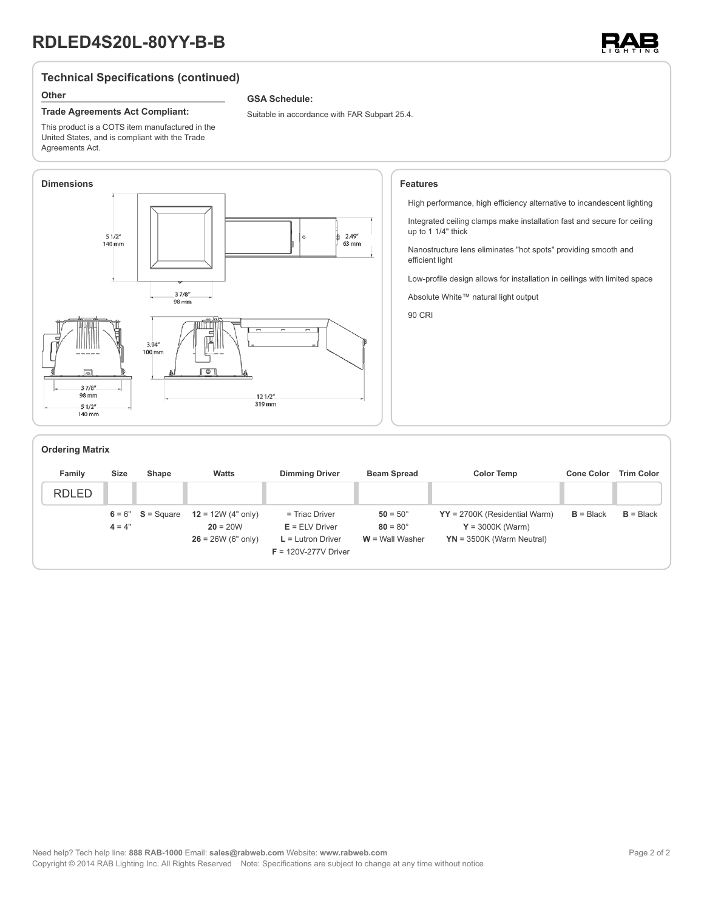# RDLED4S20L-80YY-B-B

## Technical Specifications (continued)

### Other

**Trade Agreements Act Compliant:**

This product is a COTS item manufactured in the United States, and is compliant with the Trade Agreements Act.

**GSA Schedule:**

Suitable in accordance with FAR Subpart 25.4.

## Dimensions

5 1/2"
140 mm

2.49"
63 mm

3 7/8"
98 mm

3.94"
100 mm

3 7/8"
98 mm

5 1/2"
140 mm

12 1/2"
319 mm

## Features

High performance, high efficiency alternative to incandescent lighting

Integrated ceiling clamps make installation fast and secure for ceiling up to 1 1/4" thick

Nanostructure lens eliminates "hot spots" providing smooth and efficient light

Low-profile design allows for installation in ceilings with limited space

Absolute White™ natural light output

90 CRI

## Ordering Matrix

| Family | Size | Shape | Watts | Dimming Driver | Beam Spread | Color Temp | Cone Color | Trim Color |
|---|---|---|---|---|---|---|---|---|
| RDLED | | | | | | | | |
| | **6** = 6" | **S** = Square | **12** = 12W (4" only) | = Triac Driver | **50** = 50° | **YY** = 2700K (Residential Warm) | **B** = Black | **B** = Black |
| | **4** = 4" | | **20** = 20W | **E** = ELV Driver | **80** = 80° | **Y** = 3000K (Warm) | | |
| | | | **26** = 26W (6" only) | **L** = Lutron Driver | **W** = Wall Washer | **YN** = 3500K (Warm Neutral) | | |
| | | | | **F** = 120V-277V Driver | | | | |

Need help? Tech help line: **888 RAB-1000** Email: **sales@rabweb.com** Website: **www.rabweb.com**
Copyright © 2014 RAB Lighting Inc. All Rights Reserved Note: Specifications are subject to change at any time without notice